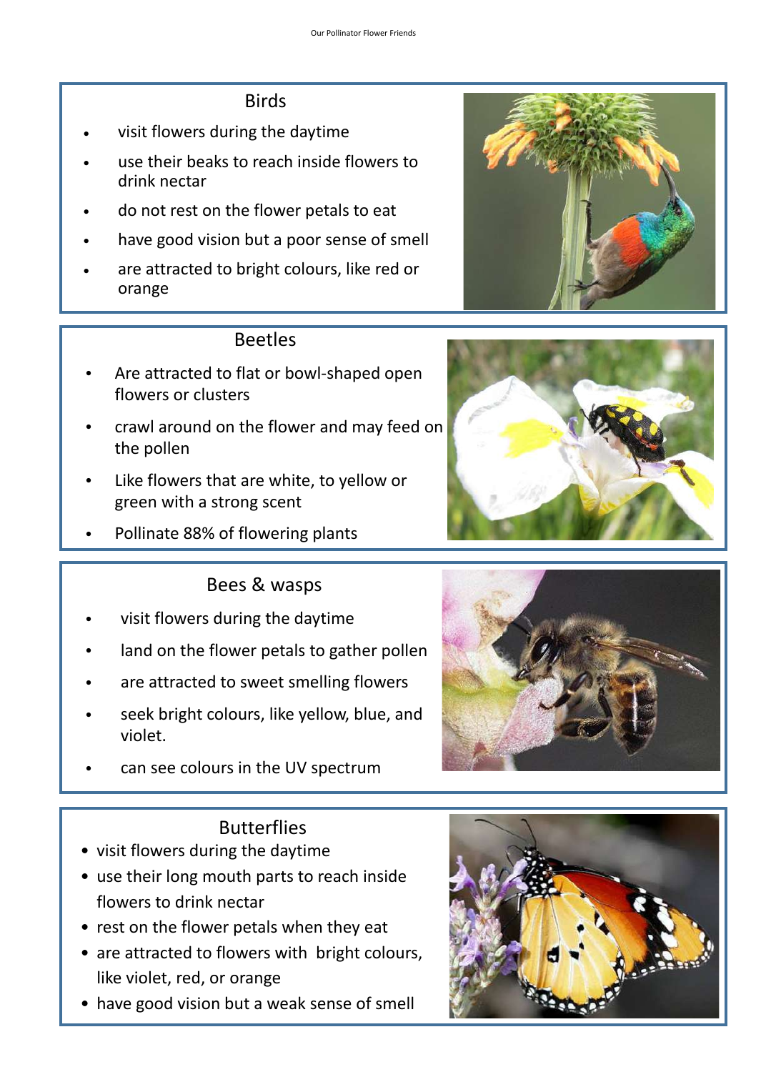## Birds

- visit flowers during the daytime
- use their beaks to reach inside flowers to drink nectar
- do not rest on the flower petals to eat
- have good vision but a poor sense of smell
- are attracted to bright colours, like red or orange

## Beetles

- Are attracted to flat or bowl-shaped open flowers or clusters
- crawl around on the flower and may feed on the pollen
- Like flowers that are white, to yellow or green with a strong scent
- Pollinate 88% of flowering plants

## Bees & wasps

- visit flowers during the daytime
- land on the flower petals to gather pollen
- are attracted to sweet smelling flowers
- seek bright colours, like yellow, blue, and violet.
- can see colours in the UV spectrum

## Butterflies

- visit flowers during the daytime
- use their long mouth parts to reach inside flowers to drink nectar
- rest on the flower petals when they eat
- are attracted to flowers with bright colours, like violet, red, or orange
- have good vision but a weak sense of smell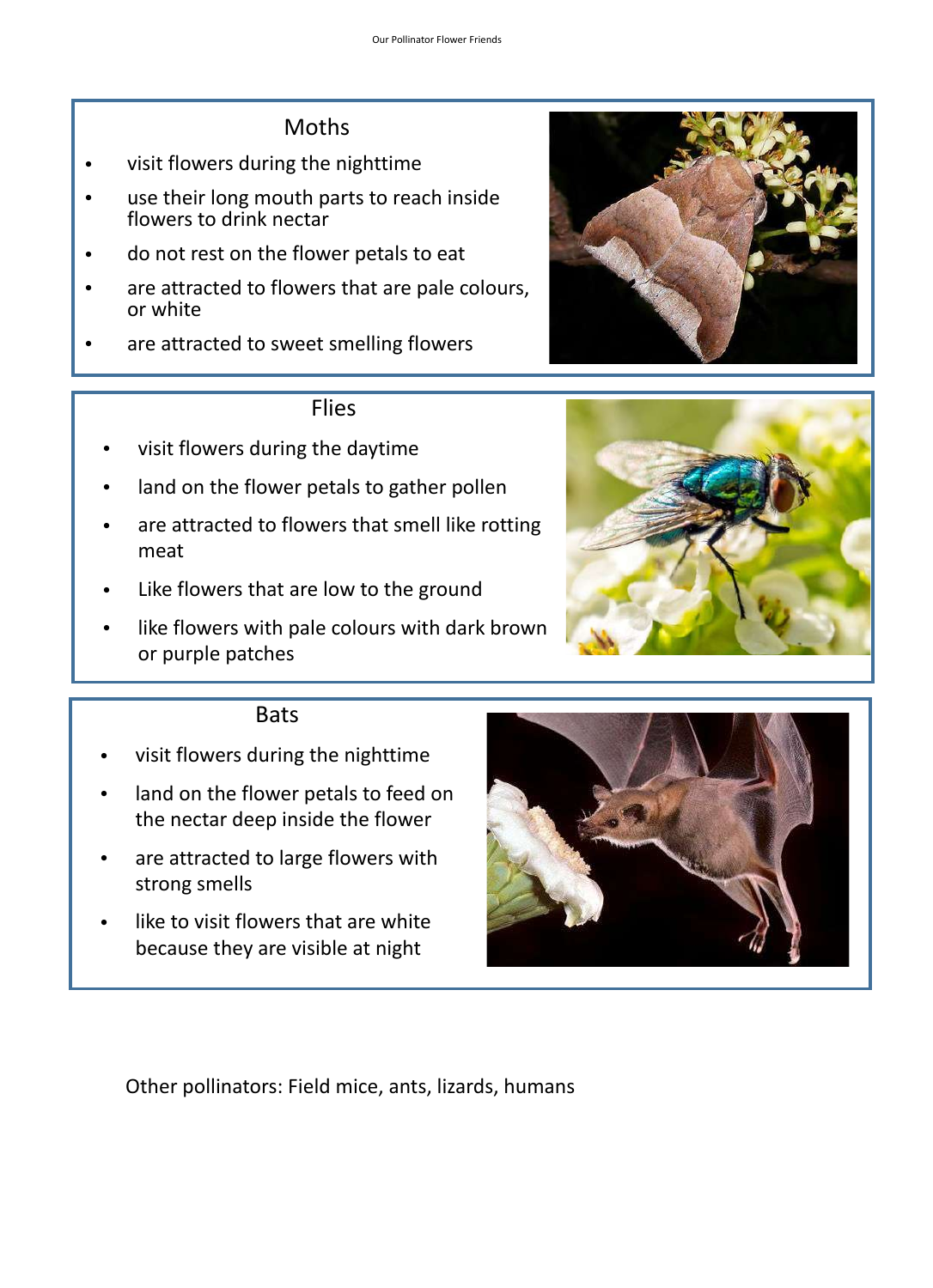## Moths

- visit flowers during the nighttime
- use their long mouth parts to reach inside flowers to drink nectar
- do not rest on the flower petals to eat
- are attracted to flowers that are pale colours, or white
- are attracted to sweet smelling flowers

## Flies

- visit flowers during the daytime
- land on the flower petals to gather pollen
- are attracted to flowers that smell like rotting meat
- Like flowers that are low to the ground
- like flowers with pale colours with dark brown or purple patches

## Bats

- visit flowers during the nighttime
- land on the flower petals to feed on the nectar deep inside the flower
- are attracted to large flowers with strong smells
- like to visit flowers that are white because they are visible at night

Other pollinators: Field mice, ants, lizards, humans